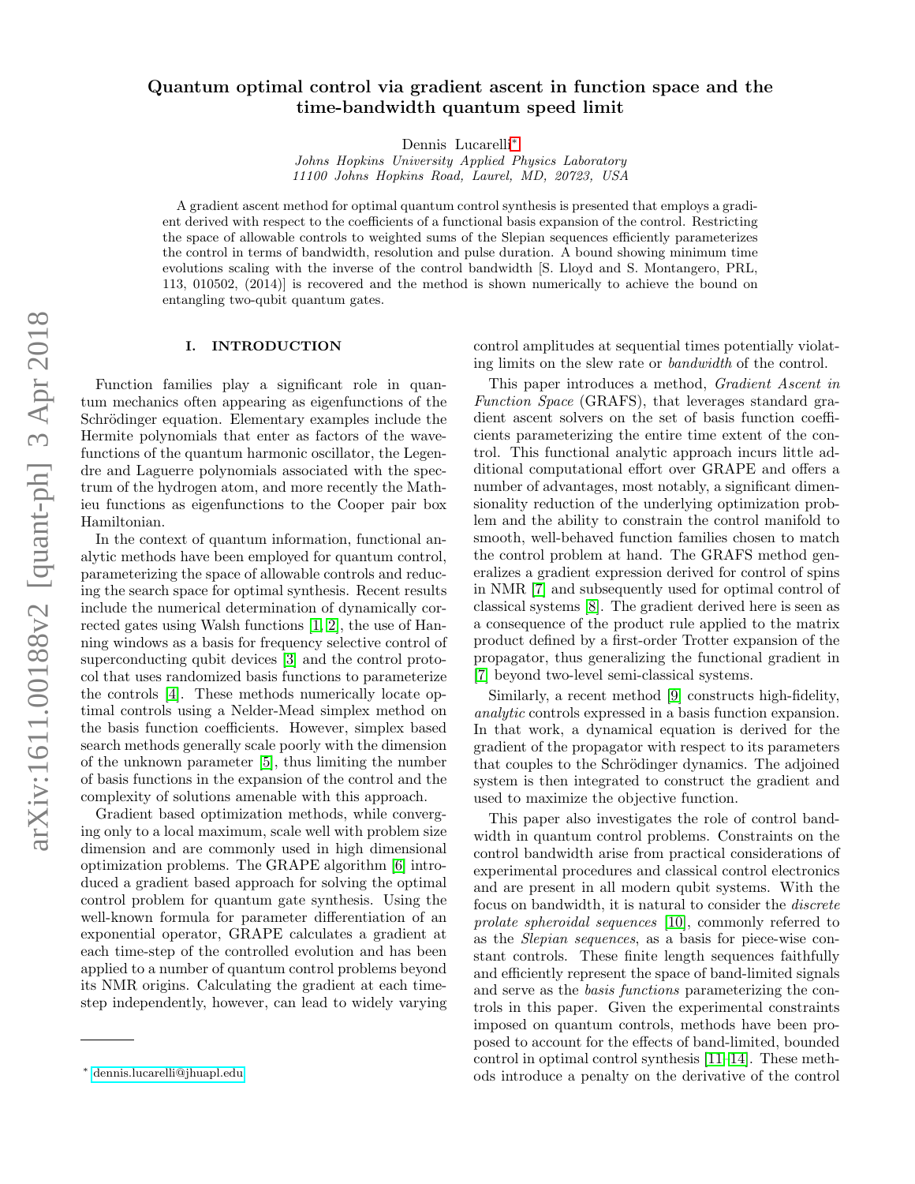# Quantum optimal control via gradient ascent in function space and the time-bandwidth quantum speed limit

Dennis Lucarelli[*]

*Johns Hopkins University Applied Physics Laboratory*
*11100 Johns Hopkins Road, Laurel, MD, 20723, USA*

A gradient ascent method for optimal quantum control synthesis is presented that employs a gradient derived with respect to the coefficients of a functional basis expansion of the control. Restricting the space of allowable controls to weighted sums of the Slepian sequences efficiently parameterizes the control in terms of bandwidth, resolution and pulse duration. A bound showing minimum time evolutions scaling with the inverse of the control bandwidth [S. Lloyd and S. Montangero, PRL, 113, 010502, (2014)] is recovered and the method is shown numerically to achieve the bound on entangling two-qubit quantum gates.

## I. INTRODUCTION

Function families play a significant role in quantum mechanics often appearing as eigenfunctions of the Schrödinger equation. Elementary examples include the Hermite polynomials that enter as factors of the wavefunctions of the quantum harmonic oscillator, the Legendre and Laguerre polynomials associated with the spectrum of the hydrogen atom, and more recently the Mathieu functions as eigenfunctions to the Cooper pair box Hamiltonian.

In the context of quantum information, functional analytic methods have been employed for quantum control, parameterizing the space of allowable controls and reducing the search space for optimal synthesis. Recent results include the numerical determination of dynamically corrected gates using Walsh functions [1, 2], the use of Hanning windows as a basis for frequency selective control of superconducting qubit devices [3] and the control protocol that uses randomized basis functions to parameterize the controls [4]. These methods numerically locate optimal controls using a Nelder-Mead simplex method on the basis function coefficients. However, simplex based search methods generally scale poorly with the dimension of the unknown parameter [5], thus limiting the number of basis functions in the expansion of the control and the complexity of solutions amenable with this approach.

Gradient based optimization methods, while converging only to a local maximum, scale well with problem size dimension and are commonly used in high dimensional optimization problems. The GRAPE algorithm [6] introduced a gradient based approach for solving the optimal control problem for quantum gate synthesis. Using the well-known formula for parameter differentiation of an exponential operator, GRAPE calculates a gradient at each time-step of the controlled evolution and has been applied to a number of quantum control problems beyond its NMR origins. Calculating the gradient at each time-step independently, however, can lead to widely varying control amplitudes at sequential times potentially violating limits on the slew rate or *bandwidth* of the control.

This paper introduces a method, *Gradient Ascent in Function Space* (GRAFS), that leverages standard gradient ascent solvers on the set of basis function coefficients parameterizing the entire time extent of the control. This functional analytic approach incurs little additional computational effort over GRAPE and offers a number of advantages, most notably, a significant dimensionality reduction of the underlying optimization problem and the ability to constrain the control manifold to smooth, well-behaved function families chosen to match the control problem at hand. The GRAFS method generalizes a gradient expression derived for control of spins in NMR [7] and subsequently used for optimal control of classical systems [8]. The gradient derived here is seen as a consequence of the product rule applied to the matrix product defined by a first-order Trotter expansion of the propagator, thus generalizing the functional gradient in [7] beyond two-level semi-classical systems.

Similarly, a recent method [9] constructs high-fidelity, *analytic* controls expressed in a basis function expansion. In that work, a dynamical equation is derived for the gradient of the propagator with respect to its parameters that couples to the Schrödinger dynamics. The adjoined system is then integrated to construct the gradient and used to maximize the objective function.

This paper also investigates the role of control bandwidth in quantum control problems. Constraints on the control bandwidth arise from practical considerations of experimental procedures and classical control electronics and are present in all modern qubit systems. With the focus on bandwidth, it is natural to consider the *discrete prolate spheroidal sequences* [10], commonly referred to as the *Slepian sequences*, as a basis for piece-wise constant controls. These finite length sequences faithfully and efficiently represent the space of band-limited signals and serve as the *basis functions* parameterizing the controls in this paper. Given the experimental constraints imposed on quantum controls, methods have been proposed to account for the effects of band-limited, bounded control in optimal control synthesis [11–14]. These methods introduce a penalty on the derivative of the control

[*] dennis.lucarelli@jhuapl.edu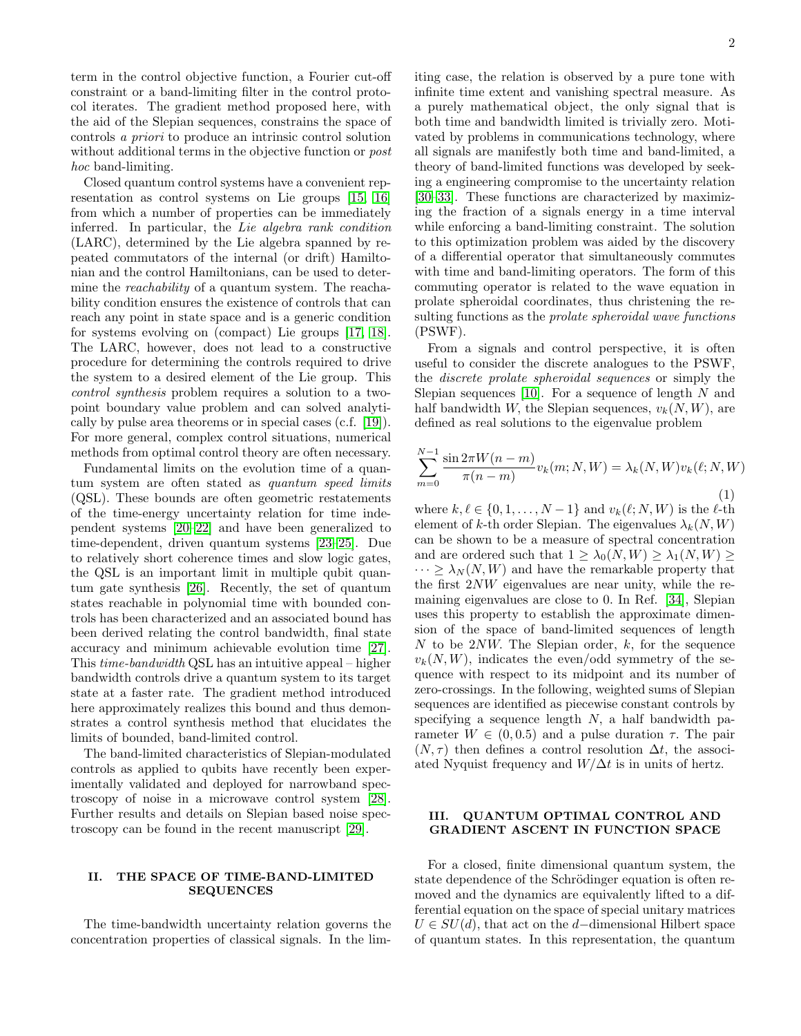term in the control objective function, a Fourier cut-off constraint or a band-limiting filter in the control protocol iterates. The gradient method proposed here, with the aid of the Slepian sequences, constrains the space of controls *a priori* to produce an intrinsic control solution without additional terms in the objective function or *post hoc* band-limiting.

Closed quantum control systems have a convenient representation as control systems on Lie groups [15, 16] from which a number of properties can be immediately inferred. In particular, the *Lie algebra rank condition* (LARC), determined by the Lie algebra spanned by repeated commutators of the internal (or drift) Hamiltonian and the control Hamiltonians, can be used to determine the *reachability* of a quantum system. The reachability condition ensures the existence of controls that can reach any point in state space and is a generic condition for systems evolving on (compact) Lie groups [17, 18]. The LARC, however, does not lead to a constructive procedure for determining the controls required to drive the system to a desired element of the Lie group. This *control synthesis* problem requires a solution to a two-point boundary value problem and can solved analytically by pulse area theorems or in special cases (c.f. [19]). For more general, complex control situations, numerical methods from optimal control theory are often necessary.

Fundamental limits on the evolution time of a quantum system are often stated as *quantum speed limits* (QSL). These bounds are often geometric restatements of the time-energy uncertainty relation for time independent systems [20–22] and have been generalized to time-dependent, driven quantum systems [23–25]. Due to relatively short coherence times and slow logic gates, the QSL is an important limit in multiple qubit quantum gate synthesis [26]. Recently, the set of quantum states reachable in polynomial time with bounded controls has been characterized and an associated bound has been derived relating the control bandwidth, final state accuracy and minimum achievable evolution time [27]. This *time-bandwidth* QSL has an intuitive appeal – higher bandwidth controls drive a quantum system to its target state at a faster rate. The gradient method introduced here approximately realizes this bound and thus demonstrates a control synthesis method that elucidates the limits of bounded, band-limited control.

The band-limited characteristics of Slepian-modulated controls as applied to qubits have recently been experimentally validated and deployed for narrowband spectroscopy of noise in a microwave control system [28]. Further results and details on Slepian based noise spectroscopy can be found in the recent manuscript [29].

## II. THE SPACE OF TIME-BAND-LIMITED SEQUENCES

The time-bandwidth uncertainty relation governs the concentration properties of classical signals. In the limiting case, the relation is observed by a pure tone with infinite time extent and vanishing spectral measure. As a purely mathematical object, the only signal that is both time and bandwidth limited is trivially zero. Motivated by problems in communications technology, where all signals are manifestly both time and band-limited, a theory of band-limited functions was developed by seeking a engineering compromise to the uncertainty relation [30–33]. These functions are characterized by maximizing the fraction of a signals energy in a time interval while enforcing a band-limiting constraint. The solution to this optimization problem was aided by the discovery of a differential operator that simultaneously commutes with time and band-limiting operators. The form of this commuting operator is related to the wave equation in prolate spheroidal coordinates, thus christening the resulting functions as the *prolate spheroidal wave functions* (PSWF).

From a signals and control perspective, it is often useful to consider the discrete analogues to the PSWF, the *discrete prolate spheroidal sequences* or simply the Slepian sequences [10]. For a sequence of length $N$ and half bandwidth $W$, the Slepian sequences, $v_k(N, W)$, are defined as real solutions to the eigenvalue problem

$$\sum_{m=0}^{N-1} \frac{\sin 2\pi W(n-m)}{\pi(n-m)} v_k(m; N, W) = \lambda_k(N, W) v_k(\ell; N, W) \tag{1}$$

where $k, \ell \in \{0, 1, \ldots, N-1\}$ and $v_k(\ell; N, W)$ is the $\ell$-th element of $k$-th order Slepian. The eigenvalues $\lambda_k(N, W)$ can be shown to be a measure of spectral concentration and are ordered such that $1 \geq \lambda_0(N, W) \geq \lambda_1(N, W) \geq \cdots \geq \lambda_N(N, W)$ and have the remarkable property that the first $2NW$ eigenvalues are near unity, while the remaining eigenvalues are close to 0. In Ref. [34], Slepian uses this property to establish the approximate dimension of the space of band-limited sequences of length $N$ to be $2NW$. The Slepian order, $k$, for the sequence $v_k(N, W)$, indicates the even/odd symmetry of the sequence with respect to its midpoint and its number of zero-crossings. In the following, weighted sums of Slepian sequences are identified as piecewise constant controls by specifying a sequence length $N$, a half bandwidth parameter $W \in (0, 0.5)$ and a pulse duration $\tau$. The pair $(N, \tau)$ then defines a control resolution $\Delta t$, the associated Nyquist frequency and $W/\Delta t$ is in units of hertz.

## III. QUANTUM OPTIMAL CONTROL AND GRADIENT ASCENT IN FUNCTION SPACE

For a closed, finite dimensional quantum system, the state dependence of the Schrödinger equation is often removed and the dynamics are equivalently lifted to a differential equation on the space of special unitary matrices $U \in SU(d)$, that act on the $d-$dimensional Hilbert space of quantum states. In this representation, the quantum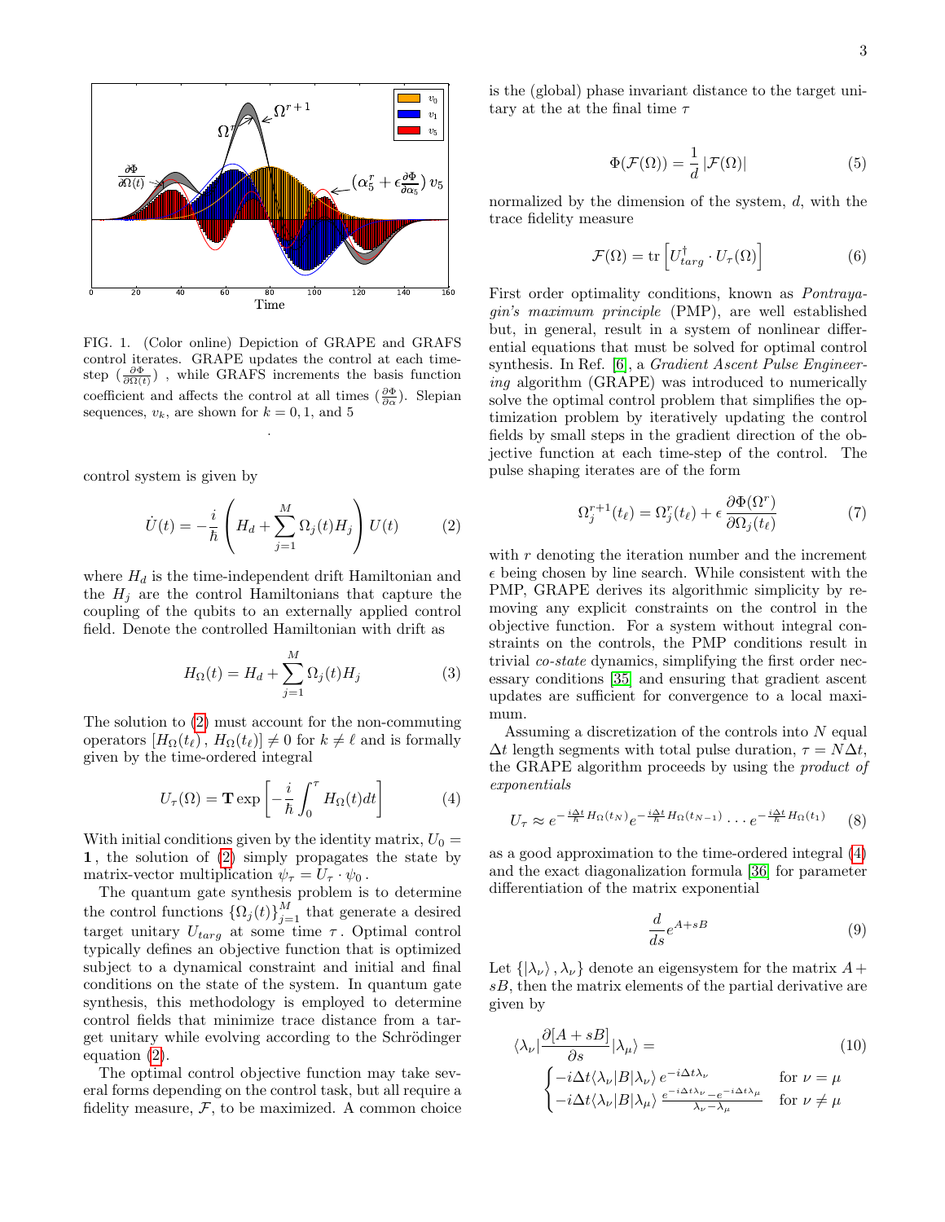FIG. 1. (Color online) Depiction of GRAPE and GRAFS control iterates. GRAPE updates the control at each time-step ($\frac{\partial \Phi}{\partial \Omega(t)}$) , while GRAFS increments the basis function coefficient and affects the control at all times ($\frac{\partial \Phi}{\partial \alpha}$). Slepian sequences, $v_k$, are shown for $k = 0, 1$, and 5

.

control system is given by

$$\dot{U}(t) = -\frac{i}{\hbar}\left(H_d + \sum_{j=1}^{M} \Omega_j(t) H_j\right) U(t) \tag{2}$$

where $H_d$ is the time-independent drift Hamiltonian and the $H_j$ are the control Hamiltonians that capture the coupling of the qubits to an externally applied control field. Denote the controlled Hamiltonian with drift as

$$H_\Omega(t) = H_d + \sum_{j=1}^{M} \Omega_j(t) H_j \tag{3}$$

The solution to (2) must account for the non-commuting operators $[H_\Omega(t_\ell), H_\Omega(t_\ell)] \neq 0$ for $k \neq \ell$ and is formally given by the time-ordered integral

$$U_\tau(\Omega) = \mathbf{T}\exp\left[-\frac{i}{\hbar}\int_0^\tau H_\Omega(t) dt\right] \tag{4}$$

With initial conditions given by the identity matrix, $U_0 = \mathbf{1}$ , the solution of (2) simply propagates the state by matrix-vector multiplication $\psi_\tau = U_\tau \cdot \psi_0$ .

The quantum gate synthesis problem is to determine the control functions $\{\Omega_j(t)\}_{j=1}^{M}$ that generate a desired target unitary $U_{targ}$ at some time $\tau$ . Optimal control typically defines an objective function that is optimized subject to a dynamical constraint and initial and final conditions on the state of the system. In quantum gate synthesis, this methodology is employed to determine control fields that minimize trace distance from a target unitary while evolving according to the Schrödinger equation (2).

The optimal control objective function may take several forms depending on the control task, but all require a fidelity measure, $\mathcal{F}$, to be maximized. A common choice is the (global) phase invariant distance to the target unitary at the at the final time $\tau$

$$\Phi(\mathcal{F}(\Omega)) = \frac{1}{d}\left|\mathcal{F}(\Omega)\right| \tag{5}$$

normalized by the dimension of the system, $d$, with the trace fidelity measure

$$\mathcal{F}(\Omega) = \mathrm{tr}\left[U_{targ}^\dagger \cdot U_\tau(\Omega)\right] \tag{6}$$

First order optimality conditions, known as *Pontrayagin's maximum principle* (PMP), are well established but, in general, result in a system of nonlinear differential equations that must be solved for optimal control synthesis. In Ref. [6], a *Gradient Ascent Pulse Engineering* algorithm (GRAPE) was introduced to numerically solve the optimal control problem that simplifies the optimization problem by iteratively updating the control fields by small steps in the gradient direction of the objective function at each time-step of the control. The pulse shaping iterates are of the form

$$\Omega_j^{r+1}(t_\ell) = \Omega_j^r(t_\ell) + \epsilon\,\frac{\partial\Phi(\Omega^r)}{\partial\Omega_j(t_\ell)} \tag{7}$$

with $r$ denoting the iteration number and the increment $\epsilon$ being chosen by line search. While consistent with the PMP, GRAPE derives its algorithmic simplicity by removing any explicit constraints on the control in the objective function. For a system without integral constraints on the controls, the PMP conditions result in trivial *co-state* dynamics, simplifying the first order necessary conditions [35] and ensuring that gradient ascent updates are sufficient for convergence to a local maximum.

Assuming a discretization of the controls into $N$ equal $\Delta t$ length segments with total pulse duration, $\tau = N\Delta t$, the GRAPE algorithm proceeds by using the *product of exponentials*

$$U_\tau \approx e^{-\frac{i\Delta t}{\hbar}H_\Omega(t_N)} e^{-\frac{i\Delta t}{\hbar}H_\Omega(t_{N-1})} \cdots e^{-\frac{i\Delta t}{\hbar}H_\Omega(t_1)} \tag{8}$$

as a good approximation to the time-ordered integral (4) and the exact diagonalization formula [36] for parameter differentiation of the matrix exponential

$$\frac{d}{ds}e^{A+sB} \tag{9}$$

Let $\{|\lambda_\nu\rangle, \lambda_\nu\}$ denote an eigensystem for the matrix $A + sB$, then the matrix elements of the partial derivative are given by

$$\langle\lambda_\nu|\frac{\partial[A+sB]}{\partial s}|\lambda_\mu\rangle = \tag{10}$$
$$\begin{cases} -i\Delta t\langle\lambda_\nu|B|\lambda_\nu\rangle\, e^{-i\Delta t\lambda_\nu} & \text{for } \nu = \mu \\ -i\Delta t\langle\lambda_\nu|B|\lambda_\mu\rangle\, \frac{e^{-i\Delta t\lambda_\nu} - e^{-i\Delta t\lambda_\mu}}{\lambda_\nu - \lambda_\mu} & \text{for } \nu \neq \mu \end{cases}$$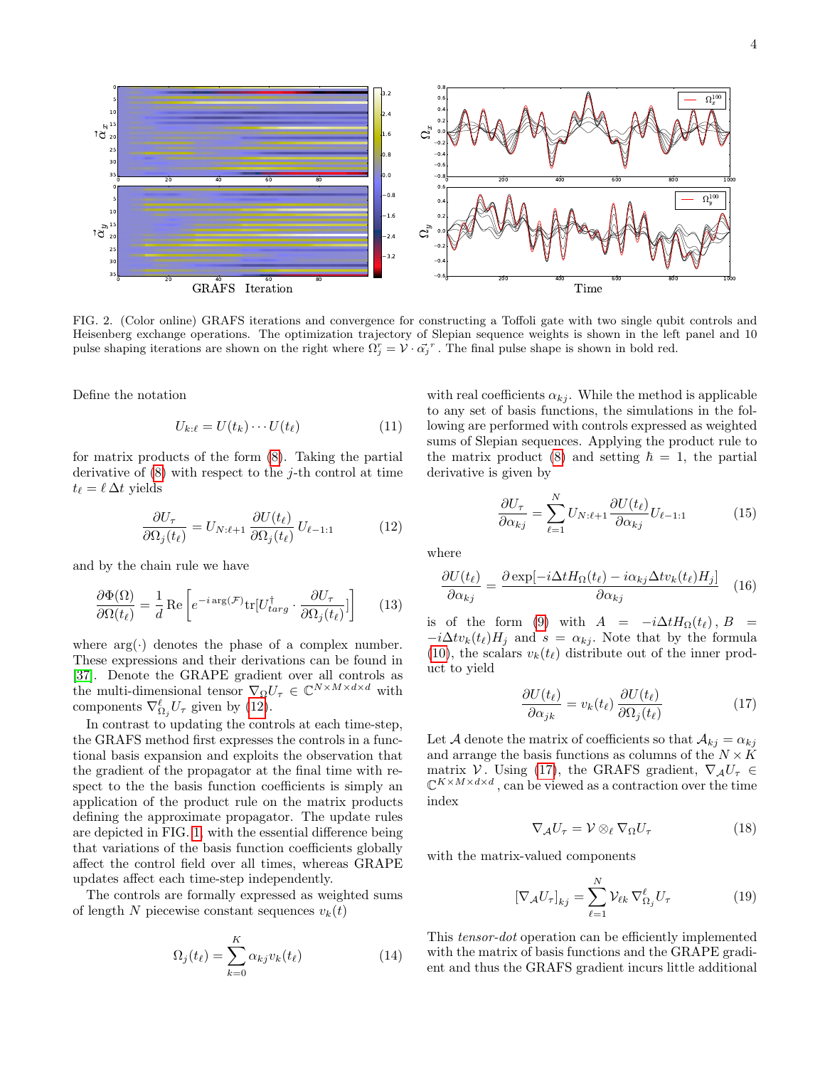FIG. 2. (Color online) GRAFS iterations and convergence for constructing a Toffoli gate with two single qubit controls and Heisenberg exchange operations. The optimization trajectory of Slepian sequence weights is shown in the left panel and 10 pulse shaping iterations are shown on the right where $\Omega_j^r = \mathcal{V} \cdot \vec{\alpha}_j^{\,r}$. The final pulse shape is shown in bold red.

Define the notation

$$U_{k:\ell} = U(t_k) \cdots U(t_\ell) \tag{11}$$

for matrix products of the form (8). Taking the partial derivative of (8) with respect to the $j$-th control at time $t_\ell = \ell\, \Delta t$ yields

$$\frac{\partial U_\tau}{\partial \Omega_j(t_\ell)} = U_{N:\ell+1} \frac{\partial U(t_\ell)}{\partial \Omega_j(t_\ell)} U_{\ell-1:1} \tag{12}$$

and by the chain rule we have

$$\frac{\partial \Phi(\Omega)}{\partial \Omega(t_\ell)} = \frac{1}{d} \operatorname{Re}\left[ e^{-i \arg(\mathcal{F})} \operatorname{tr}[U_{targ}^\dagger \cdot \frac{\partial U_\tau}{\partial \Omega_j(t_\ell)}] \right] \tag{13}$$

where $\arg(\cdot)$ denotes the phase of a complex number. These expressions and their derivations can be found in [37]. Denote the GRAPE gradient over all controls as the multi-dimensional tensor $\nabla_\Omega U_\tau \in \mathbb{C}^{N \times M \times d \times d}$ with components $\nabla_{\Omega_j}^\ell U_\tau$ given by (12).

In contrast to updating the controls at each time-step, the GRAFS method first expresses the controls in a functional basis expansion and exploits the observation that the gradient of the propagator at the final time with respect to the the basis function coefficients is simply an application of the product rule on the matrix products defining the approximate propagator. The update rules are depicted in FIG. 1, with the essential difference being that variations of the basis function coefficients globally affect the control field over all times, whereas GRAPE updates affect each time-step independently.

The controls are formally expressed as weighted sums of length $N$ piecewise constant sequences $v_k(t)$

$$\Omega_j(t_\ell) = \sum_{k=0}^{K} \alpha_{kj} v_k(t_\ell) \tag{14}$$

with real coefficients $\alpha_{kj}$. While the method is applicable to any set of basis functions, the simulations in the following are performed with controls expressed as weighted sums of Slepian sequences. Applying the product rule to the matrix product (8) and setting $\hbar = 1$, the partial derivative is given by

$$\frac{\partial U_\tau}{\partial \alpha_{kj}} = \sum_{\ell=1}^{N} U_{N:\ell+1} \frac{\partial U(t_\ell)}{\partial \alpha_{kj}} U_{\ell-1:1} \tag{15}$$

where

$$\frac{\partial U(t_\ell)}{\partial \alpha_{kj}} = \frac{\partial \exp[-i\Delta t H_\Omega(t_\ell) - i\alpha_{kj} \Delta t v_k(t_\ell) H_j]}{\partial \alpha_{kj}} \tag{16}$$

is of the form (9) with $A = -i\Delta t H_\Omega(t_\ell)$, $B = -i\Delta t v_k(t_\ell) H_j$ and $s = \alpha_{kj}$. Note that by the formula (10), the scalars $v_k(t_\ell)$ distribute out of the inner product to yield

$$\frac{\partial U(t_\ell)}{\partial \alpha_{jk}} = v_k(t_\ell) \frac{\partial U(t_\ell)}{\partial \Omega_j(t_\ell)} \tag{17}$$

Let $\mathcal{A}$ denote the matrix of coefficients so that $\mathcal{A}_{kj} = \alpha_{kj}$ and arrange the basis functions as columns of the $N \times K$ matrix $\mathcal{V}$. Using (17), the GRAFS gradient, $\nabla_{\mathcal{A}} U_\tau \in \mathbb{C}^{K \times M \times d \times d}$, can be viewed as a contraction over the time index

$$\nabla_{\mathcal{A}} U_\tau = \mathcal{V} \otimes_\ell \nabla_\Omega U_\tau \tag{18}$$

with the matrix-valued components

$$[\nabla_{\mathcal{A}} U_\tau]_{kj} = \sum_{\ell=1}^{N} \mathcal{V}_{\ell k} \nabla_{\Omega_j}^\ell U_\tau \tag{19}$$

This *tensor-dot* operation can be efficiently implemented with the matrix of basis functions and the GRAPE gradient and thus the GRAFS gradient incurs little additional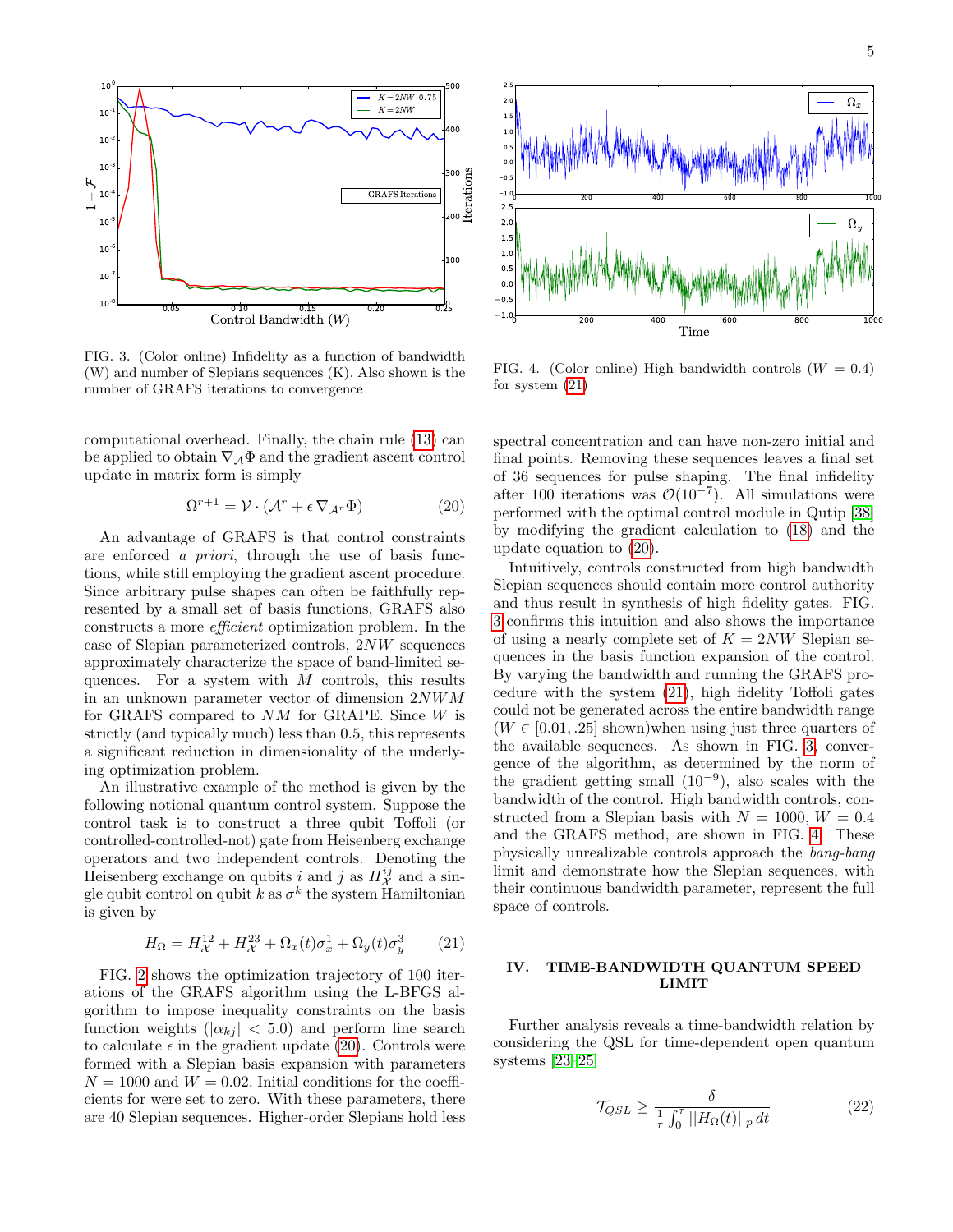FIG. 3. (Color online) Infidelity as a function of bandwidth (W) and number of Slepians sequences (K). Also shown is the number of GRAFS iterations to convergence

FIG. 4. (Color online) High bandwidth controls ($W = 0.4$) for system (21)

computational overhead. Finally, the chain rule (13) can be applied to obtain $\nabla_{\mathcal{A}}\Phi$ and the gradient ascent control update in matrix form is simply

$$\Omega^{r+1} = \mathcal{V} \cdot (\mathcal{A}^r + \epsilon \nabla_{\mathcal{A}^r} \Phi) \tag{20}$$

An advantage of GRAFS is that control constraints are enforced *a priori*, through the use of basis functions, while still employing the gradient ascent procedure. Since arbitrary pulse shapes can often be faithfully represented by a small set of basis functions, GRAFS also constructs a more *efficient* optimization problem. In the case of Slepian parameterized controls, $2NW$ sequences approximately characterize the space of band-limited sequences. For a system with $M$ controls, this results in an unknown parameter vector of dimension $2NWM$ for GRAFS compared to $NM$ for GRAPE. Since $W$ is strictly (and typically much) less than 0.5, this represents a significant reduction in dimensionality of the underlying optimization problem.

An illustrative example of the method is given by the following notional quantum control system. Suppose the control task is to construct a three qubit Toffoli (or controlled-controlled-not) gate from Heisenberg exchange operators and two independent controls. Denoting the Heisenberg exchange on qubits $i$ and $j$ as $H^{ij}_{\mathcal{X}}$ and a single qubit control on qubit $k$ as $\sigma^k$ the system Hamiltonian is given by

$$H_\Omega = H^{12}_{\mathcal{X}} + H^{23}_{\mathcal{X}} + \Omega_x(t)\sigma^1_x + \Omega_y(t)\sigma^3_y \tag{21}$$

FIG. 2 shows the optimization trajectory of 100 iterations of the GRAFS algorithm using the L-BFGS algorithm to impose inequality constraints on the basis function weights ($|\alpha_{kj}| < 5.0$) and perform line search to calculate $\epsilon$ in the gradient update (20). Controls were formed with a Slepian basis expansion with parameters $N = 1000$ and $W = 0.02$. Initial conditions for the coefficients for were set to zero. With these parameters, there are 40 Slepian sequences. Higher-order Slepians hold less spectral concentration and can have non-zero initial and final points. Removing these sequences leaves a final set of 36 sequences for pulse shaping. The final infidelity after 100 iterations was $\mathcal{O}(10^{-7})$. All simulations were performed with the optimal control module in Qutip [38] by modifying the gradient calculation to (18) and the update equation to (20).

Intuitively, controls constructed from high bandwidth Slepian sequences should contain more control authority and thus result in synthesis of high fidelity gates. FIG. 3 confirms this intuition and also shows the importance of using a nearly complete set of $K = 2NW$ Slepian sequences in the basis function expansion of the control. By varying the bandwidth and running the GRAFS procedure with the system (21), high fidelity Toffoli gates could not be generated across the entire bandwidth range ($W \in [0.01, .25]$ shown)when using just three quarters of the available sequences. As shown in FIG. 3, convergence of the algorithm, as determined by the norm of the gradient getting small ($10^{-9}$), also scales with the bandwidth of the control. High bandwidth controls, constructed from a Slepian basis with $N = 1000$, $W = 0.4$ and the GRAFS method, are shown in FIG. 4. These physically unrealizable controls approach the *bang-bang* limit and demonstrate how the Slepian sequences, with their continuous bandwidth parameter, represent the full space of controls.

## IV. TIME-BANDWIDTH QUANTUM SPEED LIMIT

Further analysis reveals a time-bandwidth relation by considering the QSL for time-dependent open quantum systems [23–25]

$$\mathcal{T}_{QSL} \geq \frac{\delta}{\frac{1}{\tau}\int_0^\tau ||H_\Omega(t)||_p \, dt} \tag{22}$$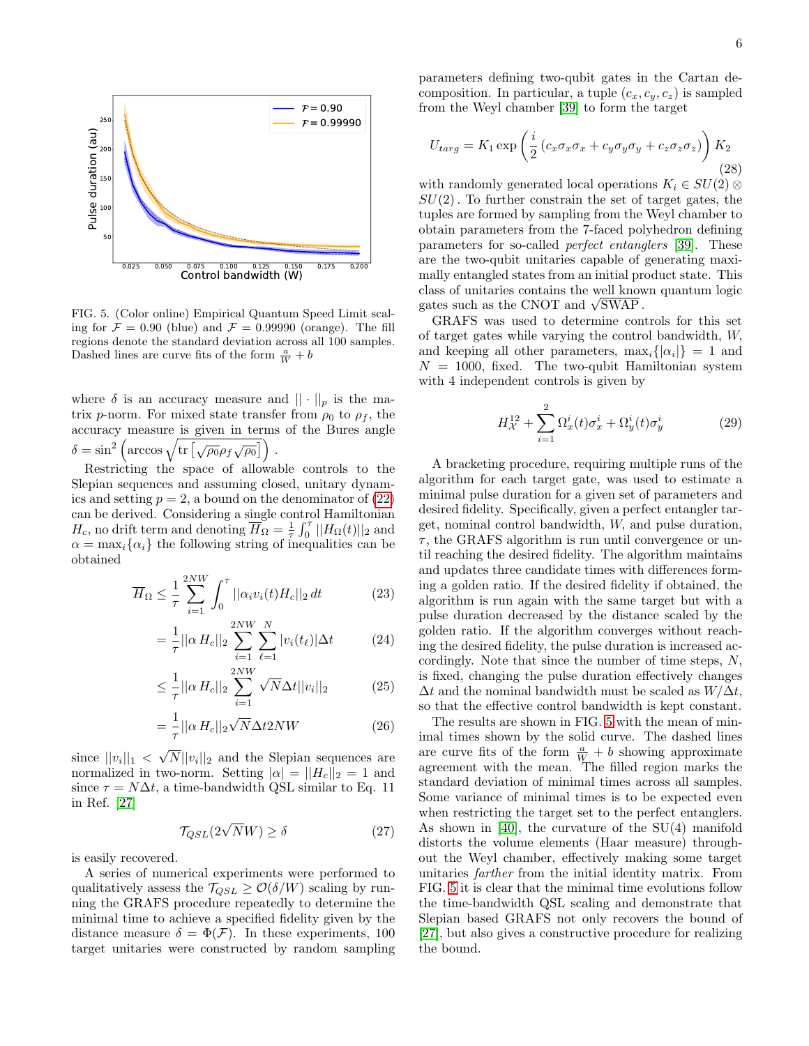FIG. 5. (Color online) Empirical Quantum Speed Limit scaling for $\mathcal{F} = 0.90$ (blue) and $\mathcal{F} = 0.99990$ (orange). The fill regions denote the standard deviation across all 100 samples. Dashed lines are curve fits of the form $\frac{a}{W} + b$

where $\delta$ is an accuracy measure and $||\cdot||_p$ is the matrix $p$-norm. For mixed state transfer from $\rho_0$ to $\rho_f$, the accuracy measure is given in terms of the Bures angle $\delta = \sin^2\left(\arccos\sqrt{\mathrm{tr}\left[\sqrt{\rho_0}\rho_f\sqrt{\rho_0}\right]}\right)$.

Restricting the space of allowable controls to the Slepian sequences and assuming closed, unitary dynamics and setting $p = 2$, a bound on the denominator of (22) can be derived. Considering a single control Hamiltonian $H_c$, no drift term and denoting $\overline{H}_\Omega = \frac{1}{\tau}\int_0^\tau ||H_\Omega(t)||_2$ and $\alpha = \max_i\{\alpha_i\}$ the following string of inequalities can be obtained

$$\overline{H}_\Omega \leq \frac{1}{\tau}\sum_{i=1}^{2NW}\int_0^\tau ||\alpha_i v_i(t) H_c||_2\, dt \tag{23}$$

$$= \frac{1}{\tau}||\alpha\, H_c||_2 \sum_{i=1}^{2NW}\sum_{\ell=1}^{N}|v_i(t_\ell)|\Delta t \tag{24}$$

$$\leq \frac{1}{\tau}||\alpha\, H_c||_2 \sum_{i=1}^{2NW}\sqrt{N}\Delta t||v_i||_2 \tag{25}$$

$$= \frac{1}{\tau}||\alpha\, H_c||_2\sqrt{N}\Delta t 2NW \tag{26}$$

since $||v_i||_1 < \sqrt{N}||v_i||_2$ and the Slepian sequences are normalized in two-norm. Setting $|\alpha| = ||H_c||_2 = 1$ and since $\tau = N\Delta t$, a time-bandwidth QSL similar to Eq. 11 in Ref. [27]

$$\mathcal{T}_{QSL}(2\sqrt{N}W) \geq \delta \tag{27}$$

is easily recovered.

A series of numerical experiments were performed to qualitatively assess the $\mathcal{T}_{QSL} \geq \mathcal{O}(\delta/W)$ scaling by running the GRAFS procedure repeatedly to determine the minimal time to achieve a specified fidelity given by the distance measure $\delta = \Phi(\mathcal{F})$. In these experiments, 100 target unitaries were constructed by random sampling parameters defining two-qubit gates in the Cartan decomposition. In particular, a tuple $(c_x, c_y, c_z)$ is sampled from the Weyl chamber [39] to form the target

$$U_{targ} = K_1 \exp\left(\frac{i}{2}\left(c_x\sigma_x\sigma_x + c_y\sigma_y\sigma_y + c_z\sigma_z\sigma_z\right)\right)K_2 \tag{28}$$

with randomly generated local operations $K_i \in SU(2)\otimes SU(2)$. To further constrain the set of target gates, the tuples are formed by sampling from the Weyl chamber to obtain parameters from the 7-faced polyhedron defining parameters for so-called *perfect entanglers* [39]. These are the two-qubit unitaries capable of generating maximally entangled states from an initial product state. This class of unitaries contains the well known quantum logic gates such as the CNOT and $\sqrt{\mathrm{SWAP}}$.

GRAFS was used to determine controls for this set of target gates while varying the control bandwidth, $W$, and keeping all other parameters, $\max_i\{|\alpha_i|\} = 1$ and $N = 1000$, fixed. The two-qubit Hamiltonian system with 4 independent controls is given by

$$H_{\mathcal{X}}^{12} + \sum_{i=1}^{2}\Omega_x^i(t)\sigma_x^i + \Omega_y^i(t)\sigma_y^i \tag{29}$$

A bracketing procedure, requiring multiple runs of the algorithm for each target gate, was used to estimate a minimal pulse duration for a given set of parameters and desired fidelity. Specifically, given a perfect entangler target, nominal control bandwidth, $W$, and pulse duration, $\tau$, the GRAFS algorithm is run until convergence or until reaching the desired fidelity. The algorithm maintains and updates three candidate times with differences forming a golden ratio. If the desired fidelity if obtained, the algorithm is run again with the same target but with a pulse duration decreased by the distance scaled by the golden ratio. If the algorithm converges without reaching the desired fidelity, the pulse duration is increased accordingly. Note that since the number of time steps, $N$, is fixed, changing the pulse duration effectively changes $\Delta t$ and the nominal bandwidth must be scaled as $W/\Delta t$, so that the effective control bandwidth is kept constant.

The results are shown in FIG. 5 with the mean of minimal times shown by the solid curve. The dashed lines are curve fits of the form $\frac{a}{W} + b$ showing approximate agreement with the mean. The filled region marks the standard deviation of minimal times across all samples. Some variance of minimal times is to be expected even when restricting the target set to the perfect entanglers. As shown in [40], the curvature of the SU(4) manifold distorts the volume elements (Haar measure) throughout the Weyl chamber, effectively making some target unitaries *farther* from the initial identity matrix. From FIG. 5 it is clear that the minimal time evolutions follow the time-bandwidth QSL scaling and demonstrate that Slepian based GRAFS not only recovers the bound of [27], but also gives a constructive procedure for realizing the bound.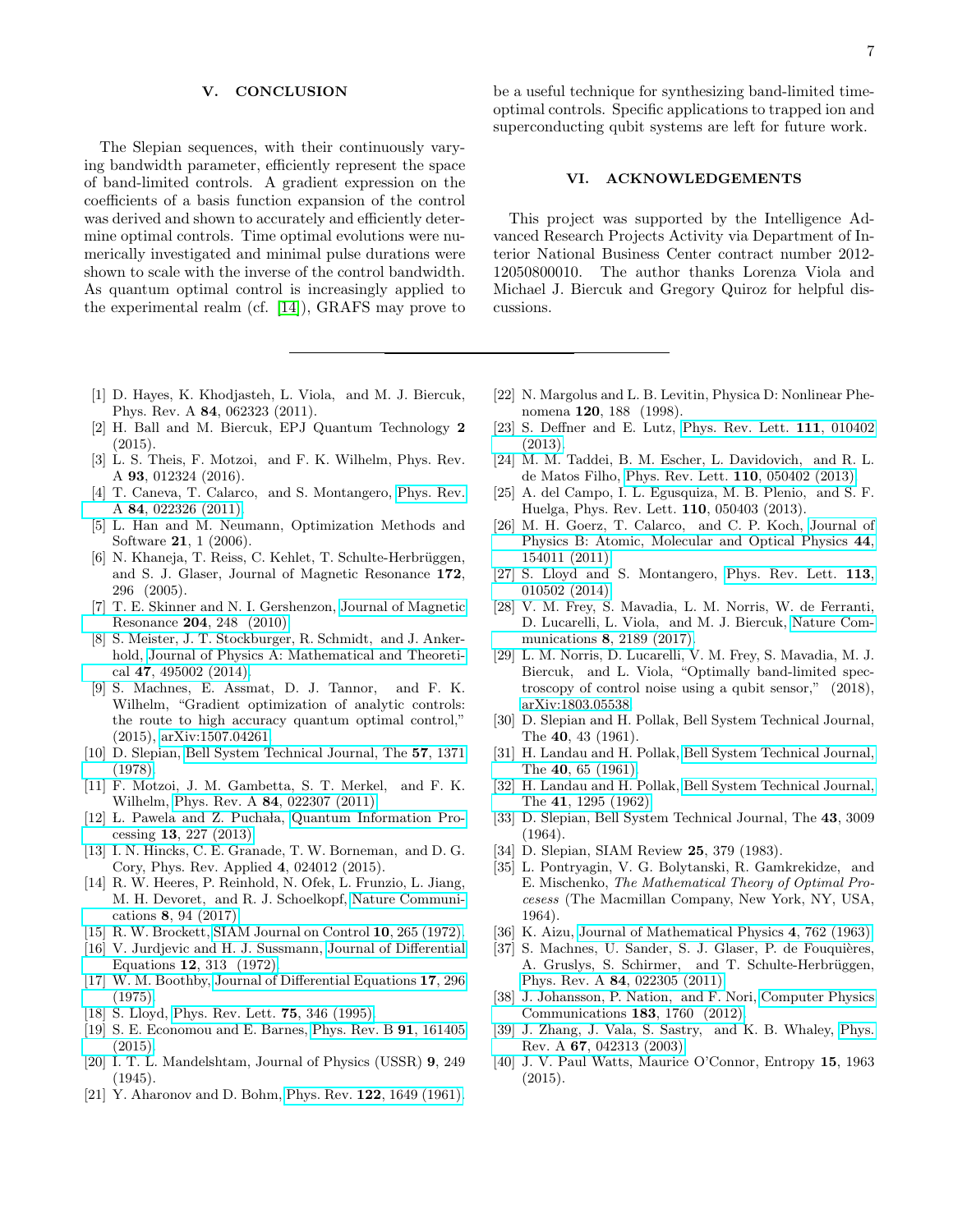## V. CONCLUSION

The Slepian sequences, with their continuously varying bandwidth parameter, efficiently represent the space of band-limited controls. A gradient expression on the coefficients of a basis function expansion of the control was derived and shown to accurately and efficiently determine optimal controls. Time optimal evolutions were numerically investigated and minimal pulse durations were shown to scale with the inverse of the control bandwidth. As quantum optimal control is increasingly applied to the experimental realm (cf. [14]), GRAFS may prove to be a useful technique for synthesizing band-limited time-optimal controls. Specific applications to trapped ion and superconducting qubit systems are left for future work.

## VI. ACKNOWLEDGEMENTS

This project was supported by the Intelligence Advanced Research Projects Activity via Department of Interior National Business Center contract number 2012-12050800010. The author thanks Lorenza Viola and Michael J. Biercuk and Gregory Quiroz for helpful discussions.

---

[1] D. Hayes, K. Khodjasteh, L. Viola, and M. J. Biercuk, Phys. Rev. A **84**, 062323 (2011).

[2] H. Ball and M. Biercuk, EPJ Quantum Technology **2** (2015).

[3] L. S. Theis, F. Motzoi, and F. K. Wilhelm, Phys. Rev. A **93**, 012324 (2016).

[4] T. Caneva, T. Calarco, and S. Montangero, Phys. Rev. A **84**, 022326 (2011).

[5] L. Han and M. Neumann, Optimization Methods and Software **21**, 1 (2006).

[6] N. Khaneja, T. Reiss, C. Kehlet, T. Schulte-Herbrüggen, and S. J. Glaser, Journal of Magnetic Resonance **172**, 296 (2005).

[7] T. E. Skinner and N. I. Gershenzon, Journal of Magnetic Resonance **204**, 248 (2010).

[8] S. Meister, J. T. Stockburger, R. Schmidt, and J. Ankerhold, Journal of Physics A: Mathematical and Theoretical **47**, 495002 (2014).

[9] S. Machnes, E. Assmat, D. J. Tannor, and F. K. Wilhelm, "Gradient optimization of analytic controls: the route to high accuracy quantum optimal control," (2015), arXiv:1507.04261.

[10] D. Slepian, Bell System Technical Journal, The **57**, 1371 (1978).

[11] F. Motzoi, J. M. Gambetta, S. T. Merkel, and F. K. Wilhelm, Phys. Rev. A **84**, 022307 (2011).

[12] L. Pawela and Z. Puchała, Quantum Information Processing **13**, 227 (2013).

[13] I. N. Hincks, C. E. Granade, T. W. Borneman, and D. G. Cory, Phys. Rev. Applied **4**, 024012 (2015).

[14] R. W. Heeres, P. Reinhold, N. Ofek, L. Frunzio, L. Jiang, M. H. Devoret, and R. J. Schoelkopf, Nature Communications **8**, 94 (2017).

[15] R. W. Brockett, SIAM Journal on Control **10**, 265 (1972).

[16] V. Jurdjevic and H. J. Sussmann, Journal of Differential Equations **12**, 313 (1972).

[17] W. M. Boothby, Journal of Differential Equations **17**, 296 (1975).

[18] S. Lloyd, Phys. Rev. Lett. **75**, 346 (1995).

[19] S. E. Economou and E. Barnes, Phys. Rev. B **91**, 161405 (2015).

[20] I. T. L. Mandelshtam, Journal of Physics (USSR) **9**, 249 (1945).

[21] Y. Aharonov and D. Bohm, Phys. Rev. **122**, 1649 (1961).

[22] N. Margolus and L. B. Levitin, Physica D: Nonlinear Phenomena **120**, 188 (1998).

[23] S. Deffner and E. Lutz, Phys. Rev. Lett. **111**, 010402 (2013).

[24] M. M. Taddei, B. M. Escher, L. Davidovich, and R. L. de Matos Filho, Phys. Rev. Lett. **110**, 050402 (2013).

[25] A. del Campo, I. L. Egusquiza, M. B. Plenio, and S. F. Huelga, Phys. Rev. Lett. **110**, 050403 (2013).

[26] M. H. Goerz, T. Calarco, and C. P. Koch, Journal of Physics B: Atomic, Molecular and Optical Physics **44**, 154011 (2011).

[27] S. Lloyd and S. Montangero, Phys. Rev. Lett. **113**, 010502 (2014).

[28] V. M. Frey, S. Mavadia, L. M. Norris, W. de Ferranti, D. Lucarelli, L. Viola, and M. J. Biercuk, Nature Communications **8**, 2189 (2017).

[29] L. M. Norris, D. Lucarelli, V. M. Frey, S. Mavadia, M. J. Biercuk, and L. Viola, "Optimally band-limited spectroscopy of control noise using a qubit sensor," (2018), arXiv:1803.05538.

[30] D. Slepian and H. Pollak, Bell System Technical Journal, The **40**, 43 (1961).

[31] H. Landau and H. Pollak, Bell System Technical Journal, The **40**, 65 (1961).

[32] H. Landau and H. Pollak, Bell System Technical Journal, The **41**, 1295 (1962).

[33] D. Slepian, Bell System Technical Journal, The **43**, 3009 (1964).

[34] D. Slepian, SIAM Review **25**, 379 (1983).

[35] L. Pontryagin, V. G. Boltyanski, R. Gamkrekidze, and E. Mischenko, *The Mathematical Theory of Optimal Processes* (The Macmillan Company, New York, NY, USA, 1964).

[36] K. Aizu, Journal of Mathematical Physics **4**, 762 (1963).

[37] S. Machnes, U. Sander, S. J. Glaser, P. de Fouquières, A. Gruslys, S. Schirmer, and T. Schulte-Herbrüggen, Phys. Rev. A **84**, 022305 (2011).

[38] J. Johansson, P. Nation, and F. Nori, Computer Physics Communications **183**, 1760 (2012).

[39] J. Zhang, J. Vala, S. Sastry, and K. B. Whaley, Phys. Rev. A **67**, 042313 (2003).

[40] J. V. Paul Watts, Maurice O'Connor, Entropy **15**, 1963 (2015).